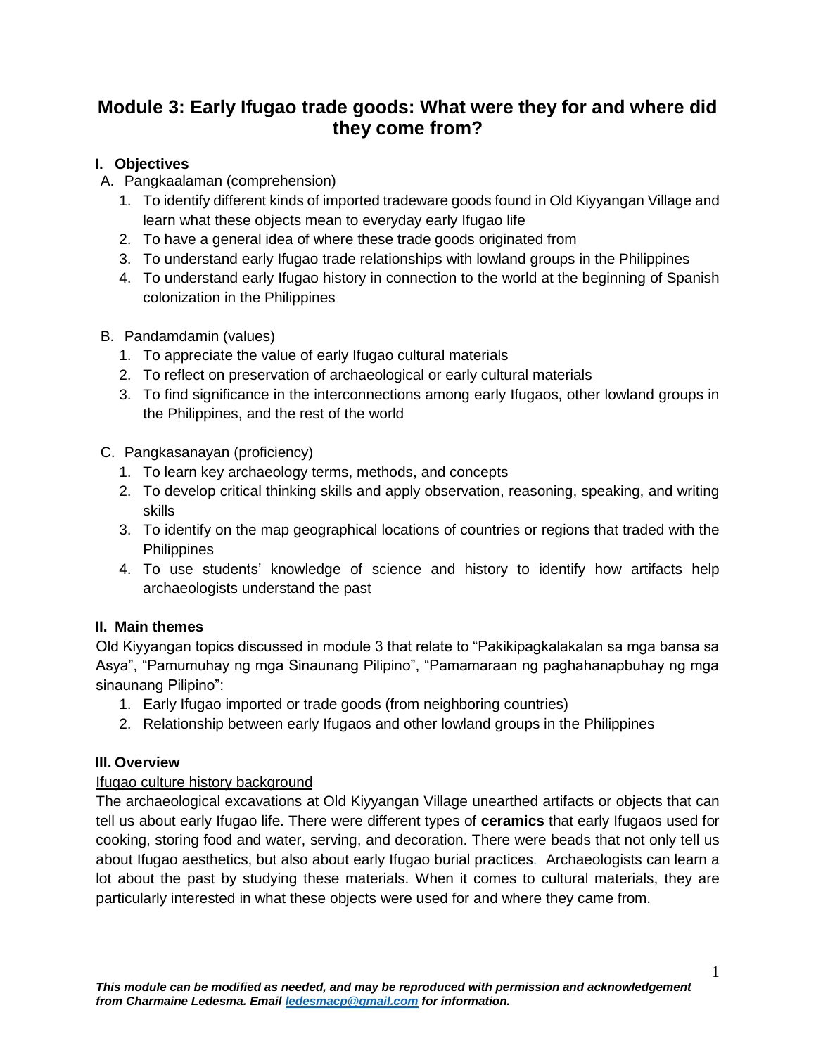# Module 3: Early Ifugao trade goods: What were they for and where did they come from?

## I. Objectives

A. Pangkaalaman (comprehension)

1. To identify different kinds of imported tradeware goods found in Old Kiyyangan Village and learn what these objects mean to everyday early Ifugao life
2. To have a general idea of where these trade goods originated from
3. To understand early Ifugao trade relationships with lowland groups in the Philippines
4. To understand early Ifugao history in connection to the world at the beginning of Spanish colonization in the Philippines

B. Pandamdamin (values)

1. To appreciate the value of early Ifugao cultural materials
2. To reflect on preservation of archaeological or early cultural materials
3. To find significance in the interconnections among early Ifugaos, other lowland groups in the Philippines, and the rest of the world

C. Pangkasanayan (proficiency)

1. To learn key archaeology terms, methods, and concepts
2. To develop critical thinking skills and apply observation, reasoning, speaking, and writing skills
3. To identify on the map geographical locations of countries or regions that traded with the Philippines
4. To use students' knowledge of science and history to identify how artifacts help archaeologists understand the past

## II. Main themes

Old Kiyyangan topics discussed in module 3 that relate to "Pakikipagkalakalan sa mga bansa sa Asya", "Pamumuhay ng mga Sinaunang Pilipino", "Pamamaraan ng paghahanapbuhay ng mga sinaunang Pilipino":

1. Early Ifugao imported or trade goods (from neighboring countries)
2. Relationship between early Ifugaos and other lowland groups in the Philippines

## III. Overview

<u>Ifugao culture history background</u>

The archaeological excavations at Old Kiyyangan Village unearthed artifacts or objects that can tell us about early Ifugao life. There were different types of **ceramics** that early Ifugaos used for cooking, storing food and water, serving, and decoration. There were beads that not only tell us about Ifugao aesthetics, but also about early Ifugao burial practices. Archaeologists can learn a lot about the past by studying these materials. When it comes to cultural materials, they are particularly interested in what these objects were used for and where they came from.

***This module can be modified as needed, and may be reproduced with permission and acknowledgement from Charmaine Ledesma. Email ledesmacp@gmail.com for information.***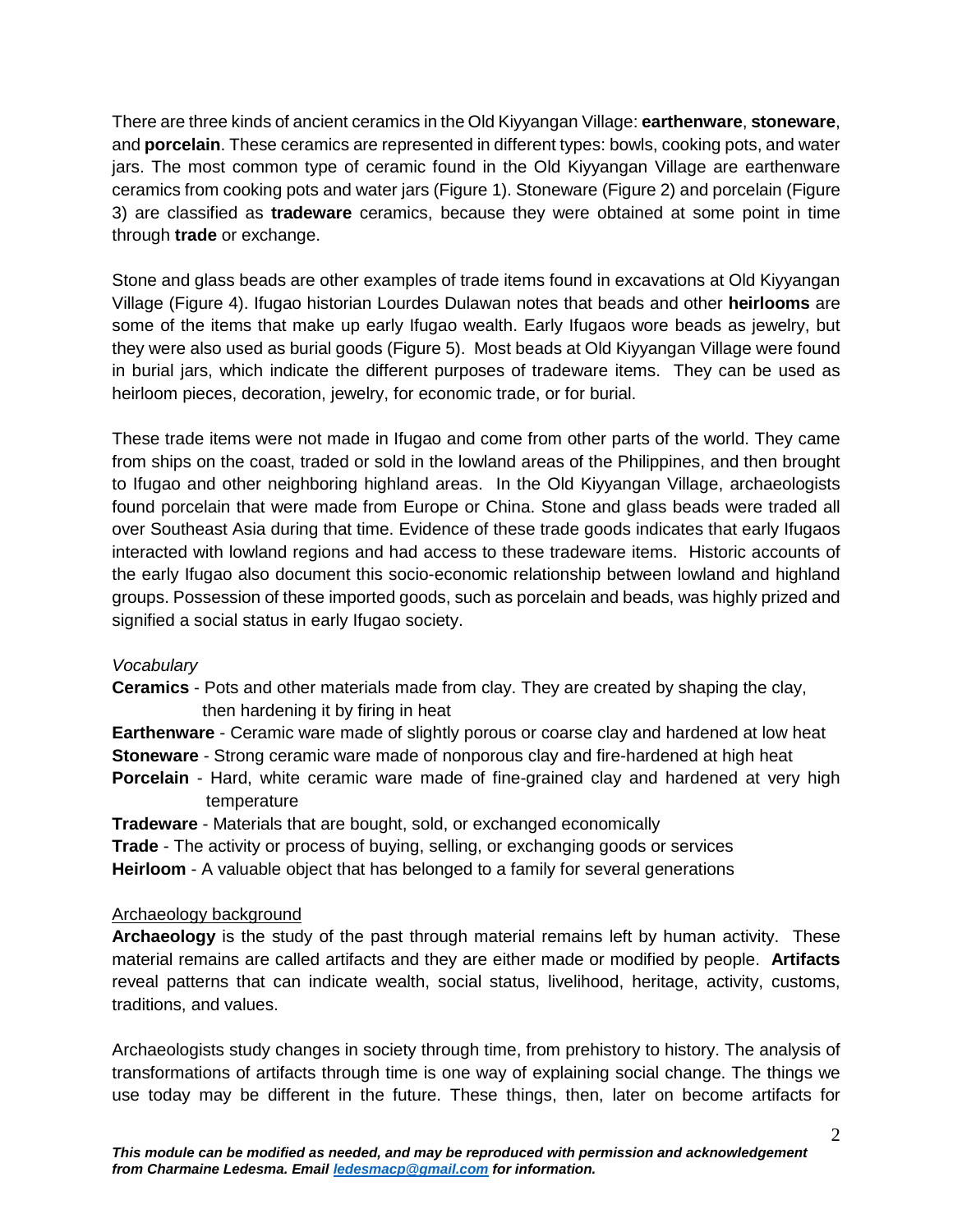There are three kinds of ancient ceramics in the Old Kiyyangan Village: **earthenware**, **stoneware**, and **porcelain**. These ceramics are represented in different types: bowls, cooking pots, and water jars. The most common type of ceramic found in the Old Kiyyangan Village are earthenware ceramics from cooking pots and water jars (Figure 1). Stoneware (Figure 2) and porcelain (Figure 3) are classified as **tradeware** ceramics, because they were obtained at some point in time through **trade** or exchange.

Stone and glass beads are other examples of trade items found in excavations at Old Kiyyangan Village (Figure 4). Ifugao historian Lourdes Dulawan notes that beads and other **heirlooms** are some of the items that make up early Ifugao wealth. Early Ifugaos wore beads as jewelry, but they were also used as burial goods (Figure 5). Most beads at Old Kiyyangan Village were found in burial jars, which indicate the different purposes of tradeware items. They can be used as heirloom pieces, decoration, jewelry, for economic trade, or for burial.

These trade items were not made in Ifugao and come from other parts of the world. They came from ships on the coast, traded or sold in the lowland areas of the Philippines, and then brought to Ifugao and other neighboring highland areas. In the Old Kiyyangan Village, archaeologists found porcelain that were made from Europe or China. Stone and glass beads were traded all over Southeast Asia during that time. Evidence of these trade goods indicates that early Ifugaos interacted with lowland regions and had access to these tradeware items. Historic accounts of the early Ifugao also document this socio-economic relationship between lowland and highland groups. Possession of these imported goods, such as porcelain and beads, was highly prized and signified a social status in early Ifugao society.

*Vocabulary*

**Ceramics** - Pots and other materials made from clay. They are created by shaping the clay, then hardening it by firing in heat

**Earthenware** - Ceramic ware made of slightly porous or coarse clay and hardened at low heat

**Stoneware** - Strong ceramic ware made of nonporous clay and fire-hardened at high heat

**Porcelain** - Hard, white ceramic ware made of fine-grained clay and hardened at very high temperature

**Tradeware** - Materials that are bought, sold, or exchanged economically

**Trade** - The activity or process of buying, selling, or exchanging goods or services

**Heirloom** - A valuable object that has belonged to a family for several generations

<u>Archaeology background</u>

**Archaeology** is the study of the past through material remains left by human activity. These material remains are called artifacts and they are either made or modified by people. **Artifacts** reveal patterns that can indicate wealth, social status, livelihood, heritage, activity, customs, traditions, and values.

Archaeologists study changes in society through time, from prehistory to history. The analysis of transformations of artifacts through time is one way of explaining social change. The things we use today may be different in the future. These things, then, later on become artifacts for

***This module can be modified as needed, and may be reproduced with permission and acknowledgement from Charmaine Ledesma. Email [ledesmacp@gmail.com](mailto:ledesmacp@gmail.com) for information.***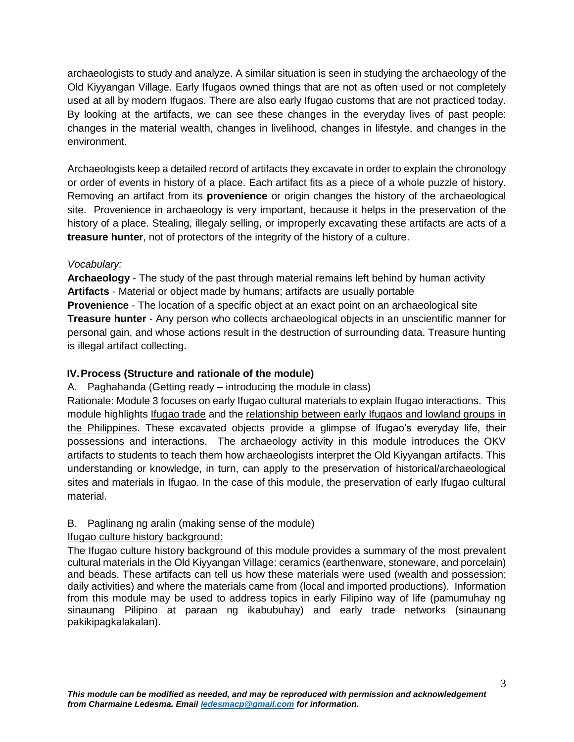archaeologists to study and analyze. A similar situation is seen in studying the archaeology of the Old Kiyyangan Village. Early Ifugaos owned things that are not as often used or not completely used at all by modern Ifugaos. There are also early Ifugao customs that are not practiced today. By looking at the artifacts, we can see these changes in the everyday lives of past people: changes in the material wealth, changes in livelihood, changes in lifestyle, and changes in the environment.

Archaeologists keep a detailed record of artifacts they excavate in order to explain the chronology or order of events in history of a place. Each artifact fits as a piece of a whole puzzle of history. Removing an artifact from its **provenience** or origin changes the history of the archaeological site. Provenience in archaeology is very important, because it helps in the preservation of the history of a place. Stealing, illegaly selling, or improperly excavating these artifacts are acts of a **treasure hunter**, not of protectors of the integrity of the history of a culture.

*Vocabulary:*

**Archaeology** - The study of the past through material remains left behind by human activity
**Artifacts** - Material or object made by humans; artifacts are usually portable
**Provenience** - The location of a specific object at an exact point on an archaeological site
**Treasure hunter** - Any person who collects archaeological objects in an unscientific manner for personal gain, and whose actions result in the destruction of surrounding data. Treasure hunting is illegal artifact collecting.

## IV. Process (Structure and rationale of the module)

A. Paghahanda (Getting ready – introducing the module in class)

Rationale: Module 3 focuses on early Ifugao cultural materials to explain Ifugao interactions. This module highlights Ifugao trade and the relationship between early Ifugaos and lowland groups in the Philippines. These excavated objects provide a glimpse of Ifugao's everyday life, their possessions and interactions. The archaeology activity in this module introduces the OKV artifacts to students to teach them how archaeologists interpret the Old Kiyyangan artifacts. This understanding or knowledge, in turn, can apply to the preservation of historical/archaeological sites and materials in Ifugao. In the case of this module, the preservation of early Ifugao cultural material.

B. Paglinang ng aralin (making sense of the module)

Ifugao culture history background:

The Ifugao culture history background of this module provides a summary of the most prevalent cultural materials in the Old Kiyyangan Village: ceramics (earthenware, stoneware, and porcelain) and beads. These artifacts can tell us how these materials were used (wealth and possession; daily activities) and where the materials came from (local and imported productions). Information from this module may be used to address topics in early Filipino way of life (pamumuhay ng sinaunang Pilipino at paraan ng ikabubuhay) and early trade networks (sinaunang pakikipagkalakalan).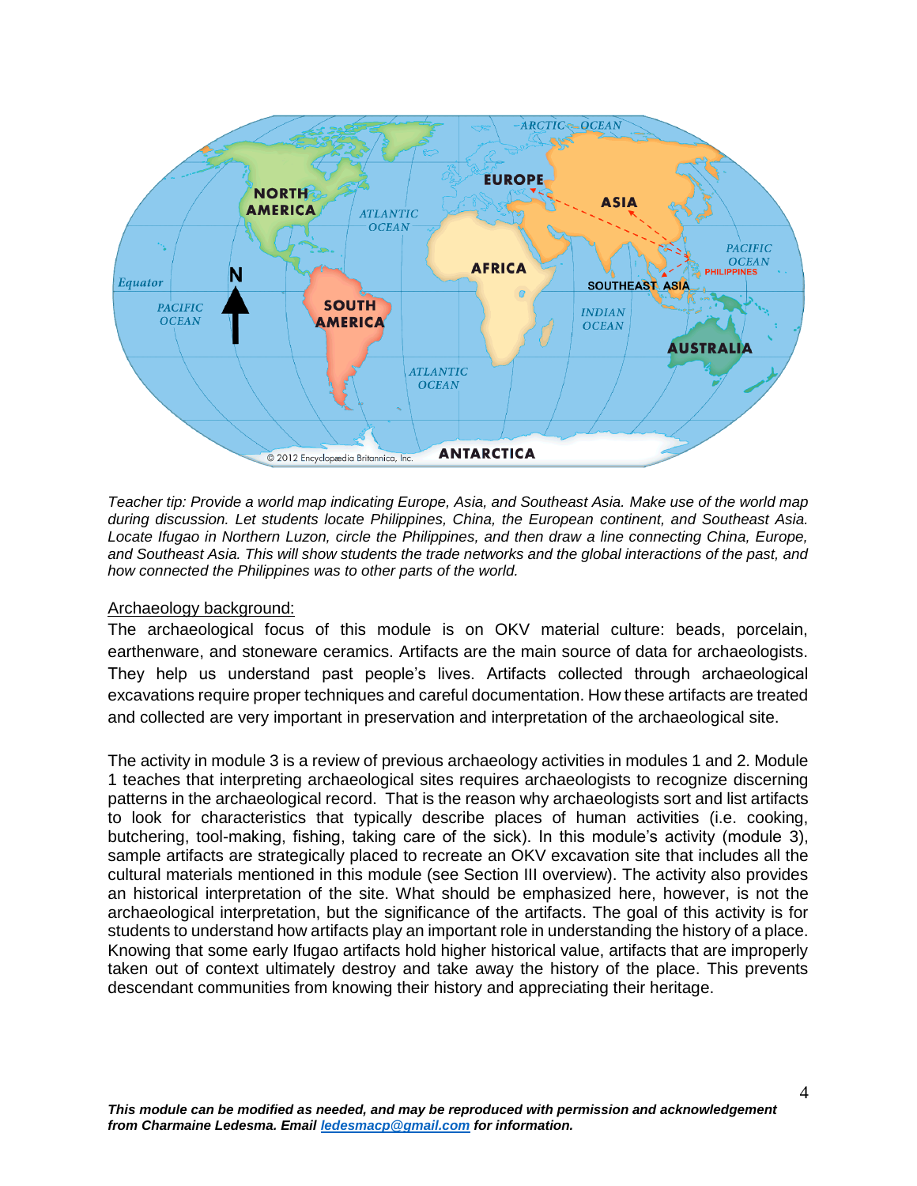*Teacher tip: Provide a world map indicating Europe, Asia, and Southeast Asia. Make use of the world map during discussion. Let students locate Philippines, China, the European continent, and Southeast Asia. Locate Ifugao in Northern Luzon, circle the Philippines, and then draw a line connecting China, Europe, and Southeast Asia. This will show students the trade networks and the global interactions of the past, and how connected the Philippines was to other parts of the world.*

<u>Archaeology background:</u>

The archaeological focus of this module is on OKV material culture: beads, porcelain, earthenware, and stoneware ceramics. Artifacts are the main source of data for archaeologists. They help us understand past people's lives. Artifacts collected through archaeological excavations require proper techniques and careful documentation. How these artifacts are treated and collected are very important in preservation and interpretation of the archaeological site.

The activity in module 3 is a review of previous archaeology activities in modules 1 and 2. Module 1 teaches that interpreting archaeological sites requires archaeologists to recognize discerning patterns in the archaeological record. That is the reason why archaeologists sort and list artifacts to look for characteristics that typically describe places of human activities (i.e. cooking, butchering, tool-making, fishing, taking care of the sick). In this module's activity (module 3), sample artifacts are strategically placed to recreate an OKV excavation site that includes all the cultural materials mentioned in this module (see Section III overview). The activity also provides an historical interpretation of the site. What should be emphasized here, however, is not the archaeological interpretation, but the significance of the artifacts. The goal of this activity is for students to understand how artifacts play an important role in understanding the history of a place. Knowing that some early Ifugao artifacts hold higher historical value, artifacts that are improperly taken out of context ultimately destroy and take away the history of the place. This prevents descendant communities from knowing their history and appreciating their heritage.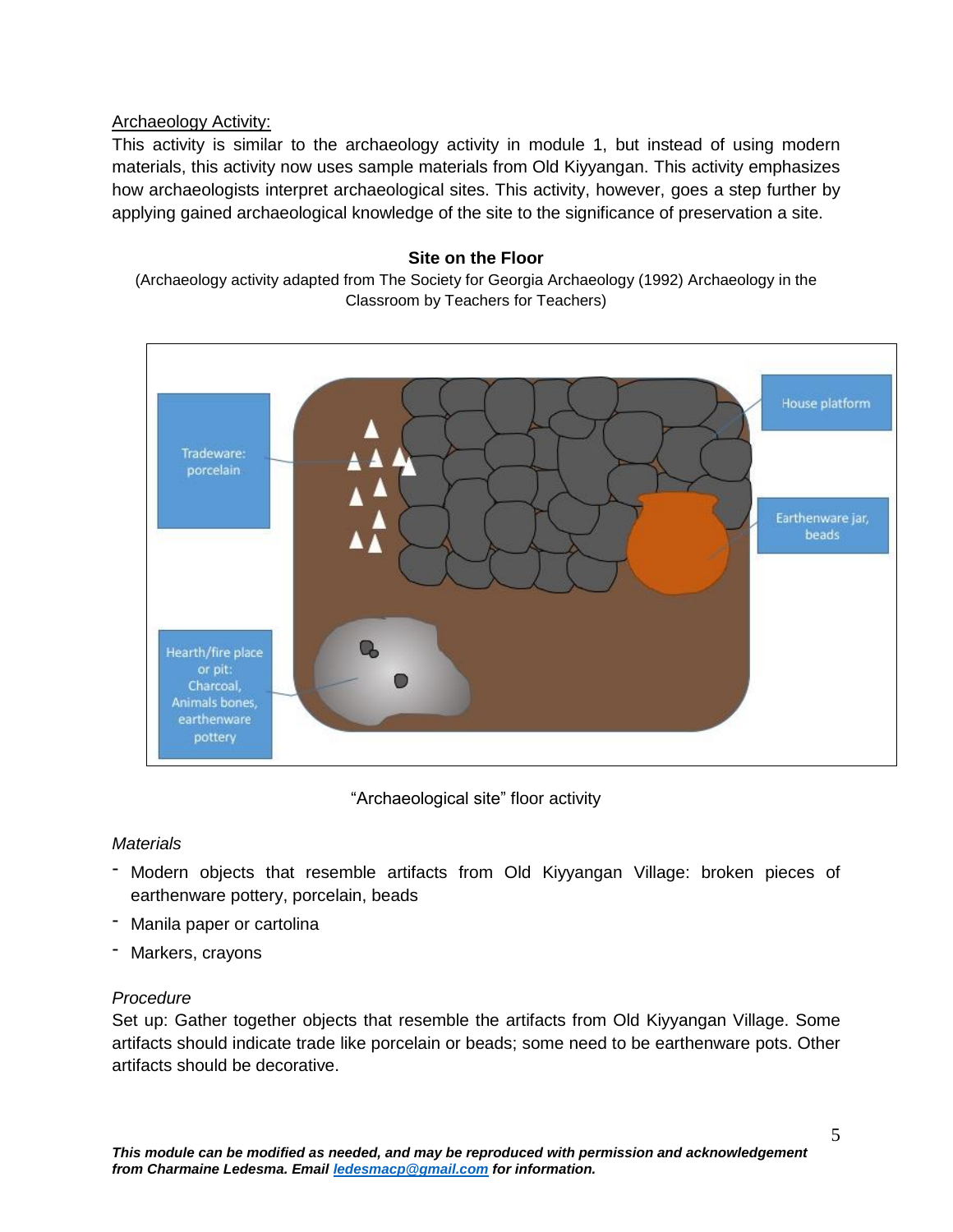Archaeology Activity:

This activity is similar to the archaeology activity in module 1, but instead of using modern materials, this activity now uses sample materials from Old Kiyyangan. This activity emphasizes how archaeologists interpret archaeological sites. This activity, however, goes a step further by applying gained archaeological knowledge of the site to the significance of preservation a site.

**Site on the Floor**

(Archaeology activity adapted from The Society for Georgia Archaeology (1992) Archaeology in the Classroom by Teachers for Teachers)

Tradeware: porcelain

House platform

Earthenware jar, beads

Hearth/fire place or pit: Charcoal, Animals bones, earthenware pottery

"Archaeological site" floor activity

*Materials*

- Modern objects that resemble artifacts from Old Kiyyangan Village: broken pieces of earthenware pottery, porcelain, beads
- Manila paper or cartolina
- Markers, crayons

*Procedure*

Set up: Gather together objects that resemble the artifacts from Old Kiyyangan Village. Some artifacts should indicate trade like porcelain or beads; some need to be earthenware pots. Other artifacts should be decorative.

***This module can be modified as needed, and may be reproduced with permission and acknowledgement from Charmaine Ledesma. Email ledesmacp@gmail.com for information.***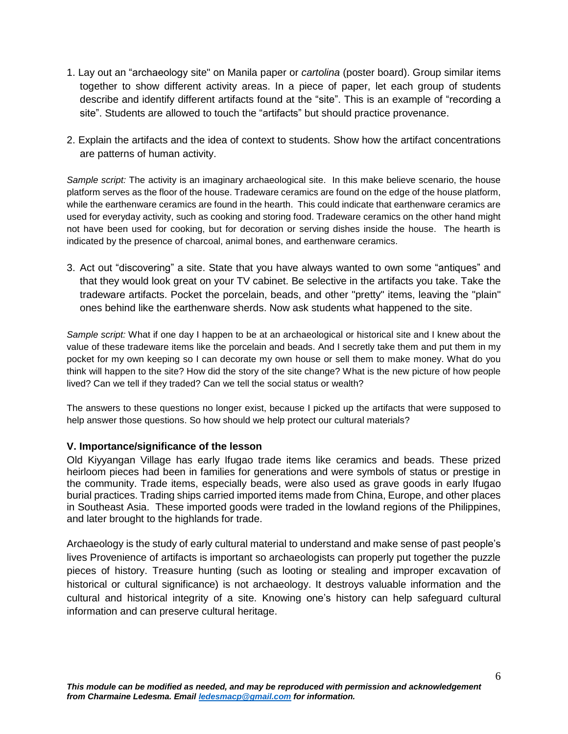1. Lay out an "archaeology site" on Manila paper or *cartolina* (poster board). Group similar items together to show different activity areas. In a piece of paper, let each group of students describe and identify different artifacts found at the "site". This is an example of "recording a site". Students are allowed to touch the "artifacts" but should practice provenance.

2. Explain the artifacts and the idea of context to students. Show how the artifact concentrations are patterns of human activity.

*Sample script:* The activity is an imaginary archaeological site. In this make believe scenario, the house platform serves as the floor of the house. Tradeware ceramics are found on the edge of the house platform, while the earthenware ceramics are found in the hearth. This could indicate that earthenware ceramics are used for everyday activity, such as cooking and storing food. Tradeware ceramics on the other hand might not have been used for cooking, but for decoration or serving dishes inside the house. The hearth is indicated by the presence of charcoal, animal bones, and earthenware ceramics.

3. Act out "discovering" a site. State that you have always wanted to own some "antiques" and that they would look great on your TV cabinet. Be selective in the artifacts you take. Take the tradeware artifacts. Pocket the porcelain, beads, and other "pretty" items, leaving the "plain" ones behind like the earthenware sherds. Now ask students what happened to the site.

*Sample script:* What if one day I happen to be at an archaeological or historical site and I knew about the value of these tradeware items like the porcelain and beads. And I secretly take them and put them in my pocket for my own keeping so I can decorate my own house or sell them to make money. What do you think will happen to the site? How did the story of the site change? What is the new picture of how people lived? Can we tell if they traded? Can we tell the social status or wealth?

The answers to these questions no longer exist, because I picked up the artifacts that were supposed to help answer those questions. So how should we help protect our cultural materials?

### V. Importance/significance of the lesson

Old Kiyyangan Village has early Ifugao trade items like ceramics and beads. These prized heirloom pieces had been in families for generations and were symbols of status or prestige in the community. Trade items, especially beads, were also used as grave goods in early Ifugao burial practices. Trading ships carried imported items made from China, Europe, and other places in Southeast Asia. These imported goods were traded in the lowland regions of the Philippines, and later brought to the highlands for trade.

Archaeology is the study of early cultural material to understand and make sense of past people's lives Provenience of artifacts is important so archaeologists can properly put together the puzzle pieces of history. Treasure hunting (such as looting or stealing and improper excavation of historical or cultural significance) is not archaeology. It destroys valuable information and the cultural and historical integrity of a site. Knowing one's history can help safeguard cultural information and can preserve cultural heritage.

***This module can be modified as needed, and may be reproduced with permission and acknowledgement from Charmaine Ledesma. Email [ledesmacp@gmail.com](mailto:ledesmacp@gmail.com) for information.***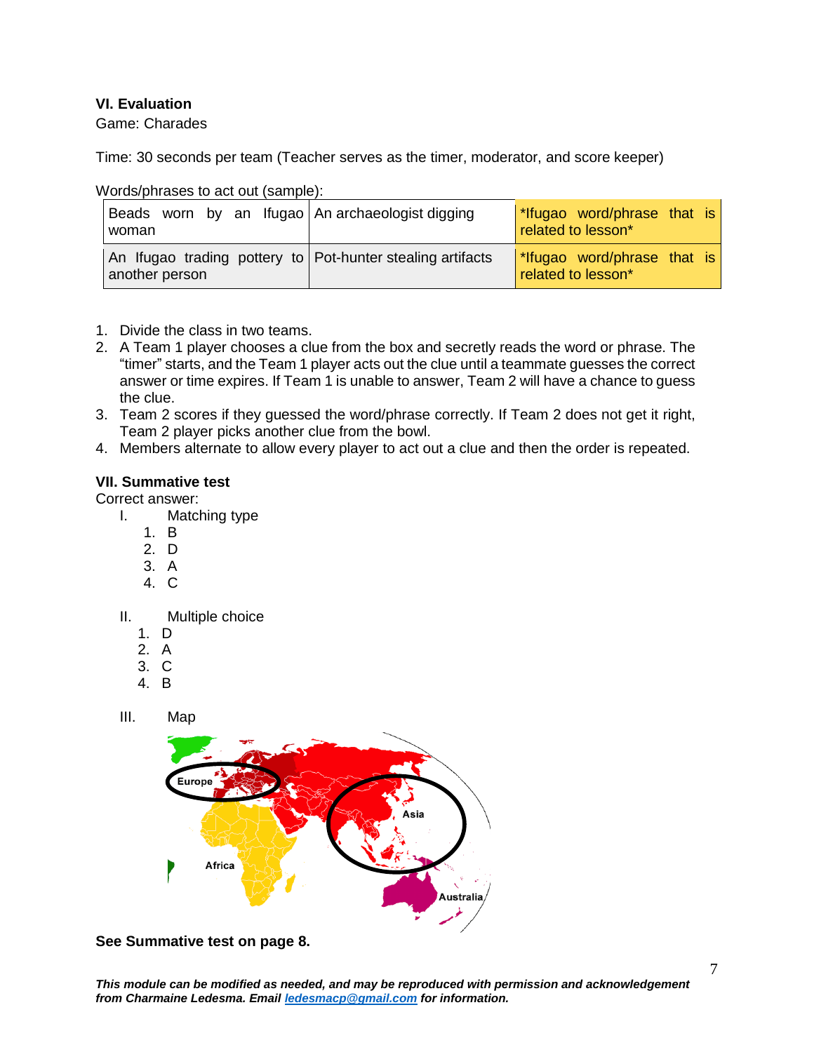**VI. Evaluation**

Game: Charades

Time: 30 seconds per team (Teacher serves as the timer, moderator, and score keeper)

Words/phrases to act out (sample):

| Beads worn by an Ifugao woman | An archaeologist digging | *Ifugao word/phrase that is related to lesson* |
|---|---|---|
| An Ifugao trading pottery to another person | Pot-hunter stealing artifacts | *Ifugao word/phrase that is related to lesson* |

1. Divide the class in two teams.
2. A Team 1 player chooses a clue from the box and secretly reads the word or phrase. The "timer" starts, and the Team 1 player acts out the clue until a teammate guesses the correct answer or time expires. If Team 1 is unable to answer, Team 2 will have a chance to guess the clue.
3. Team 2 scores if they guessed the word/phrase correctly. If Team 2 does not get it right, Team 2 player picks another clue from the bowl.
4. Members alternate to allow every player to act out a clue and then the order is repeated.

**VII. Summative test**

Correct answer:

I. Matching type
   1. B
   2. D
   3. A
   4. C

II. Multiple choice
   1. D
   2. A
   3. C
   4. B

III. Map

Europe, Asia, Africa, Australia

**See Summative test on page 8.**

***This module can be modified as needed, and may be reproduced with permission and acknowledgement from Charmaine Ledesma. Email [ledesmacp@gmail.com](mailto:ledesmacp@gmail.com) for information.***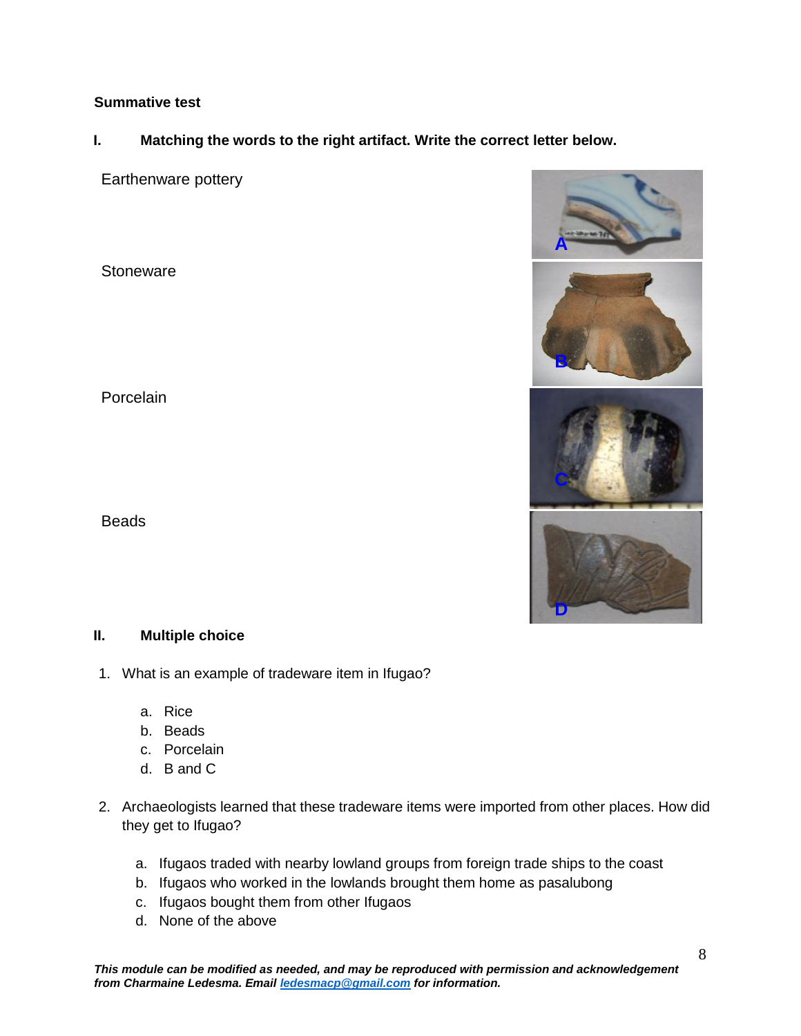**Summative test**

**I. Matching the words to the right artifact. Write the correct letter below.**

Earthenware pottery

Stoneware

Porcelain

Beads

**II. Multiple choice**

1. What is an example of tradeware item in Ifugao?

   a. Rice
   b. Beads
   c. Porcelain
   d. B and C

2. Archaeologists learned that these tradeware items were imported from other places. How did they get to Ifugao?

   a. Ifugaos traded with nearby lowland groups from foreign trade ships to the coast
   b. Ifugaos who worked in the lowlands brought them home as pasalubong
   c. Ifugaos bought them from other Ifugaos
   d. None of the above

***This module can be modified as needed, and may be reproduced with permission and acknowledgement from Charmaine Ledesma. Email ledesmacp@gmail.com for information.***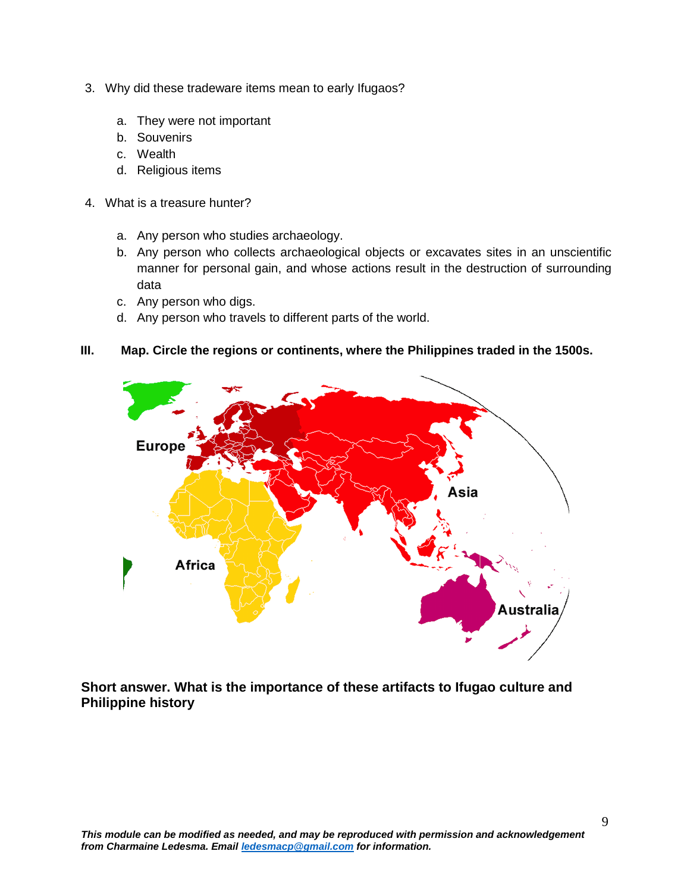3. Why did these tradeware items mean to early Ifugaos?

    a. They were not important
    b. Souvenirs
    c. Wealth
    d. Religious items

4. What is a treasure hunter?

    a. Any person who studies archaeology.
    b. Any person who collects archaeological objects or excavates sites in an unscientific manner for personal gain, and whose actions result in the destruction of surrounding data
    c. Any person who digs.
    d. Any person who travels to different parts of the world.

**III. Map. Circle the regions or continents, where the Philippines traded in the 1500s.**

Europe

Asia

Africa

Australia

**Short answer. What is the importance of these artifacts to Ifugao culture and Philippine history**

***This module can be modified as needed, and may be reproduced with permission and acknowledgement from Charmaine Ledesma. Email ledesmacp@gmail.com for information.***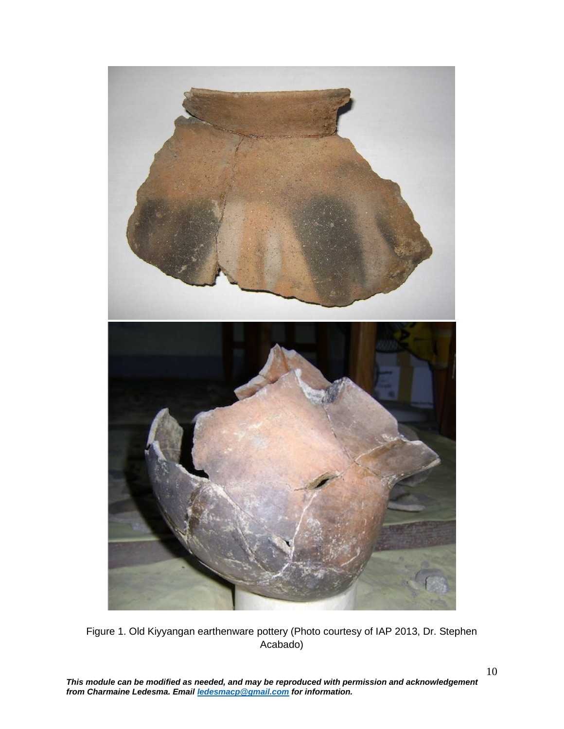Figure 1. Old Kiyyangan earthenware pottery (Photo courtesy of IAP 2013, Dr. Stephen Acabado)

***This module can be modified as needed, and may be reproduced with permission and acknowledgement from Charmaine Ledesma. Email [ledesmacp@gmail.com](mailto:ledesmacp@gmail.com) for information.***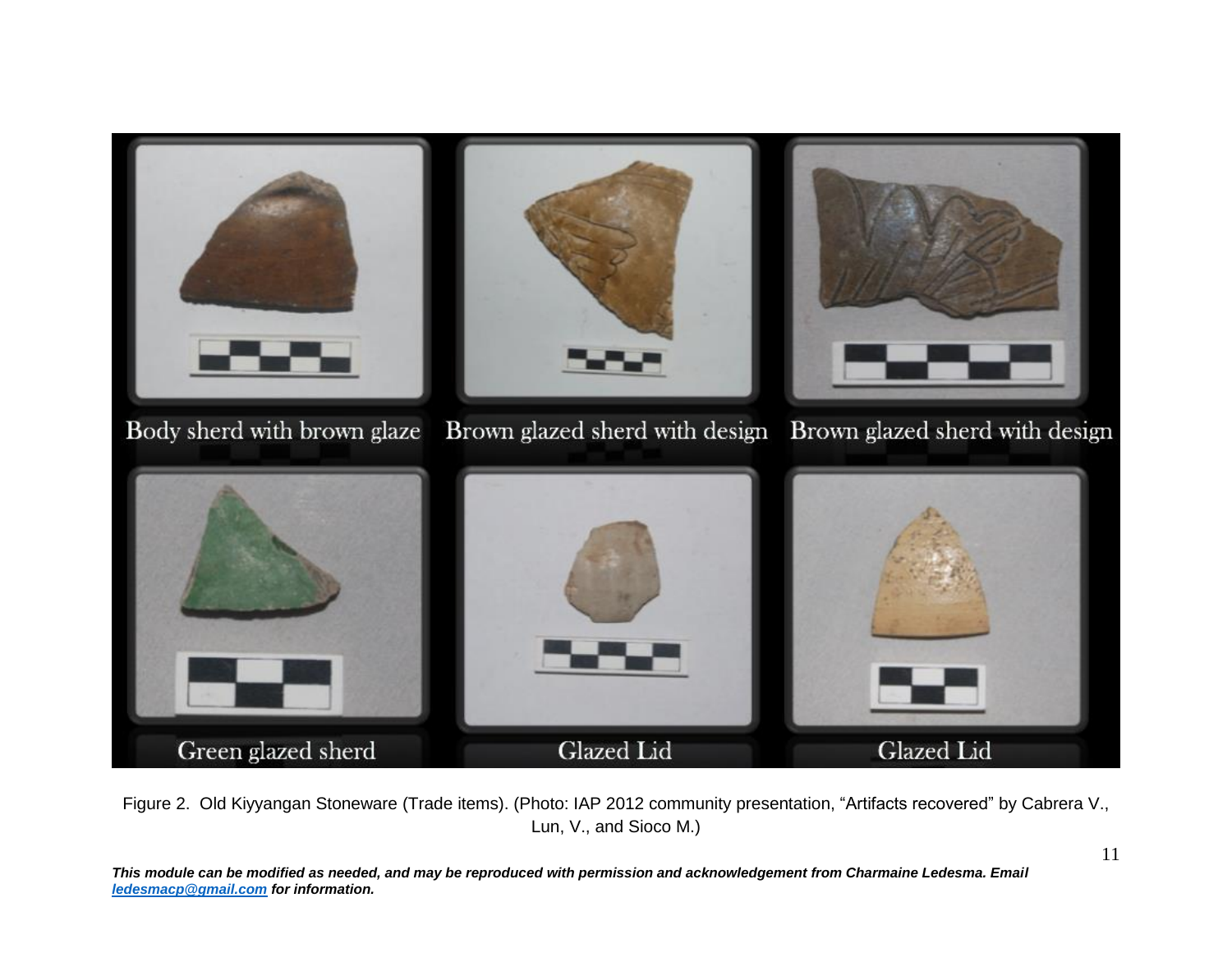Figure 2. Old Kiyyangan Stoneware (Trade items). (Photo: IAP 2012 community presentation, "Artifacts recovered" by Cabrera V., Lun, V., and Sioco M.)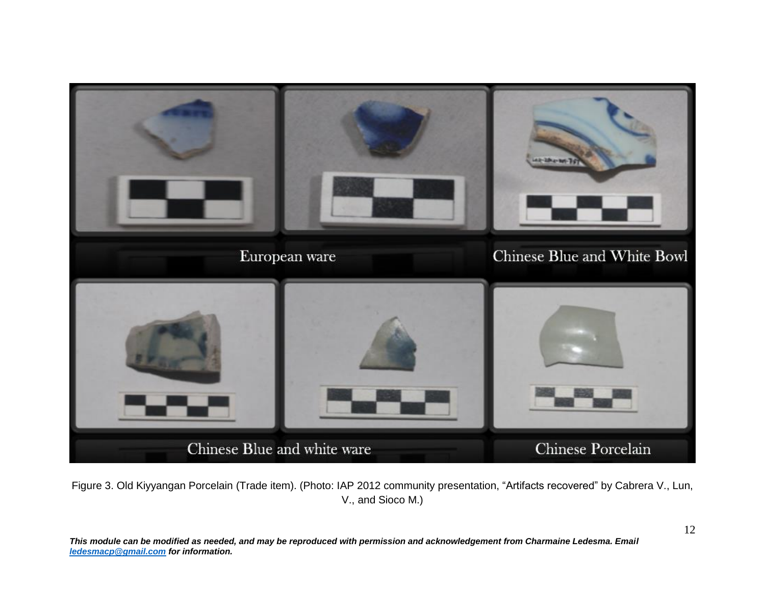Figure 3. Old Kiyyangan Porcelain (Trade item). (Photo: IAP 2012 community presentation, "Artifacts recovered" by Cabrera V., Lun, V., and Sioco M.)

***This module can be modified as needed, and may be reproduced with permission and acknowledgement from Charmaine Ledesma. Email [ledesmacp@gmail.com](mailto:ledesmacp@gmail.com) for information.***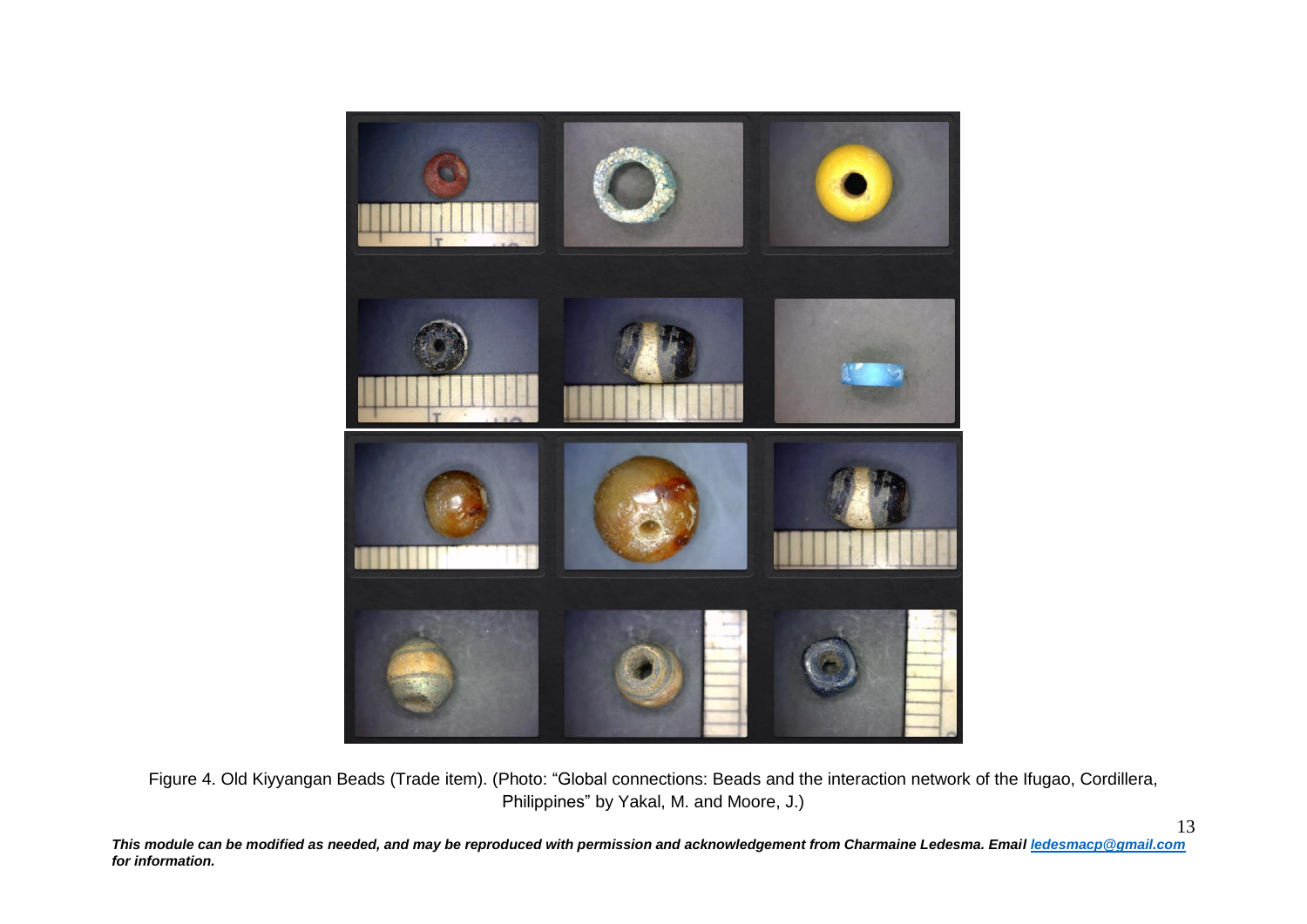Figure 4. Old Kiyyangan Beads (Trade item). (Photo: "Global connections: Beads and the interaction network of the Ifugao, Cordillera, Philippines" by Yakal, M. and Moore, J.)

***This module can be modified as needed, and may be reproduced with permission and acknowledgement from Charmaine Ledesma. Email [ledesmacp@gmail.com](mailto:ledesmacp@gmail.com) for information.***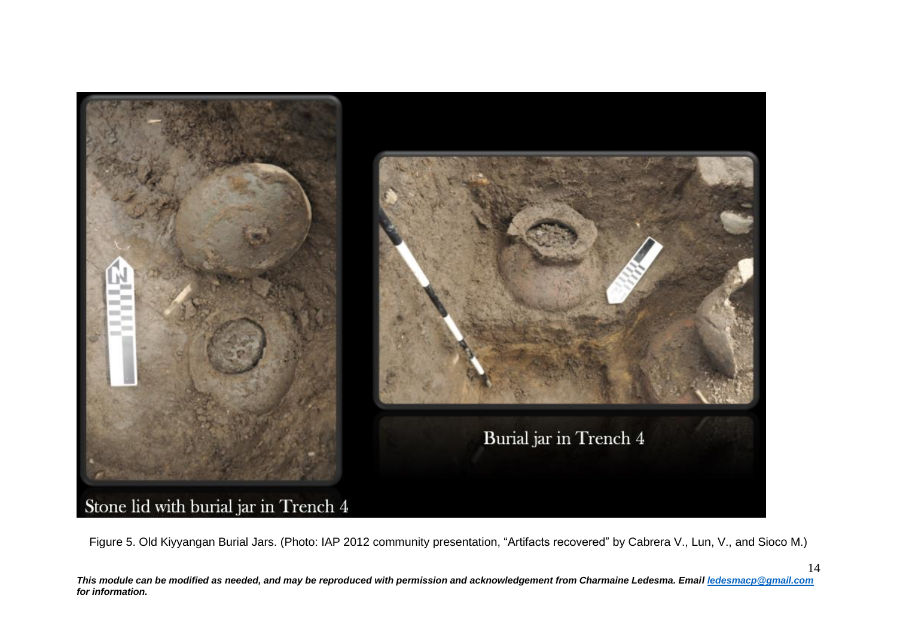Stone lid with burial jar in Trench 4

Burial jar in Trench 4

Figure 5. Old Kiyyangan Burial Jars. (Photo: IAP 2012 community presentation, "Artifacts recovered" by Cabrera V., Lun, V., and Sioco M.)

***This module can be modified as needed, and may be reproduced with permission and acknowledgement from Charmaine Ledesma. Email [ledesmacp@gmail.com](mailto:ledesmacp@gmail.com) for information.***